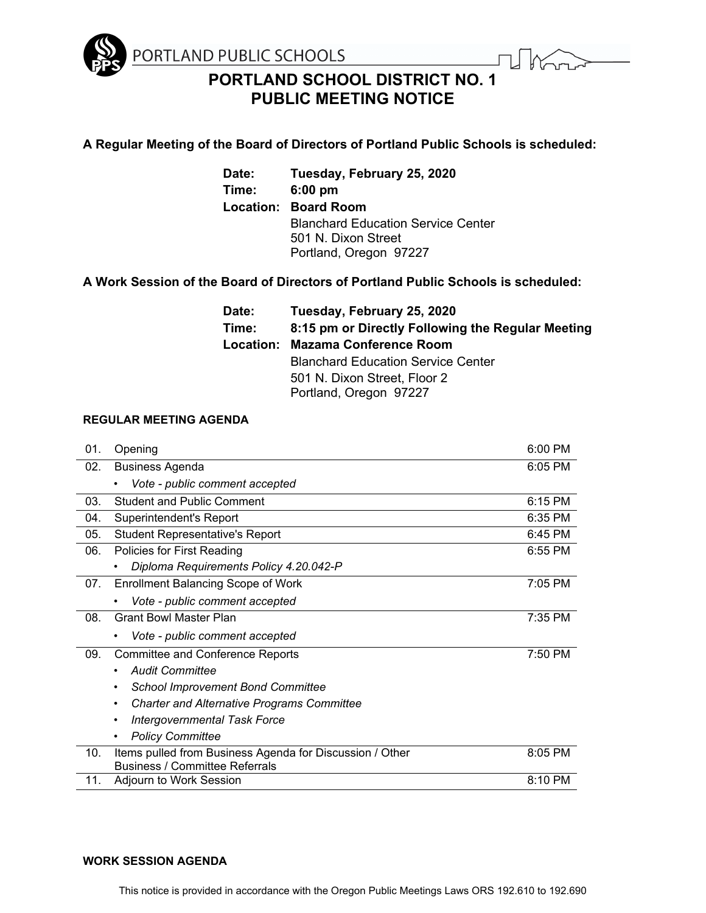PORTLAND PUBLIC SCHOOLS

# PORTLAND SCHOOL DISTRICT NO. 1
# PUBLIC MEETING NOTICE

**A Regular Meeting of the Board of Directors of Portland Public Schools is scheduled:**

**Date:** **Tuesday, February 25, 2020**
**Time:** **6:00 pm**
**Location:** **Board Room**
Blanchard Education Service Center
501 N. Dixon Street
Portland, Oregon 97227

**A Work Session of the Board of Directors of Portland Public Schools is scheduled:**

**Date:** **Tuesday, February 25, 2020**
**Time:** **8:15 pm or Directly Following the Regular Meeting**
**Location:** **Mazama Conference Room**
Blanchard Education Service Center
501 N. Dixon Street, Floor 2
Portland, Oregon 97227

**REGULAR MEETING AGENDA**

| | | |
|---|---|---|
| 01. | Opening | 6:00 PM |
| 02. | Business Agenda<br>• *Vote - public comment accepted* | 6:05 PM |
| 03. | Student and Public Comment | 6:15 PM |
| 04. | Superintendent's Report | 6:35 PM |
| 05. | Student Representative's Report | 6:45 PM |
| 06. | Policies for First Reading<br>• *Diploma Requirements Policy 4.20.042-P* | 6:55 PM |
| 07. | Enrollment Balancing Scope of Work<br>• *Vote - public comment accepted* | 7:05 PM |
| 08. | Grant Bowl Master Plan<br>• *Vote - public comment accepted* | 7:35 PM |
| 09. | Committee and Conference Reports<br>• *Audit Committee*<br>• *School Improvement Bond Committee*<br>• *Charter and Alternative Programs Committee*<br>• *Intergovernmental Task Force*<br>• *Policy Committee* | 7:50 PM |
| 10. | Items pulled from Business Agenda for Discussion / Other Business / Committee Referrals | 8:05 PM |
| 11. | Adjourn to Work Session | 8:10 PM |

**WORK SESSION AGENDA**

This notice is provided in accordance with the Oregon Public Meetings Laws ORS 192.610 to 192.690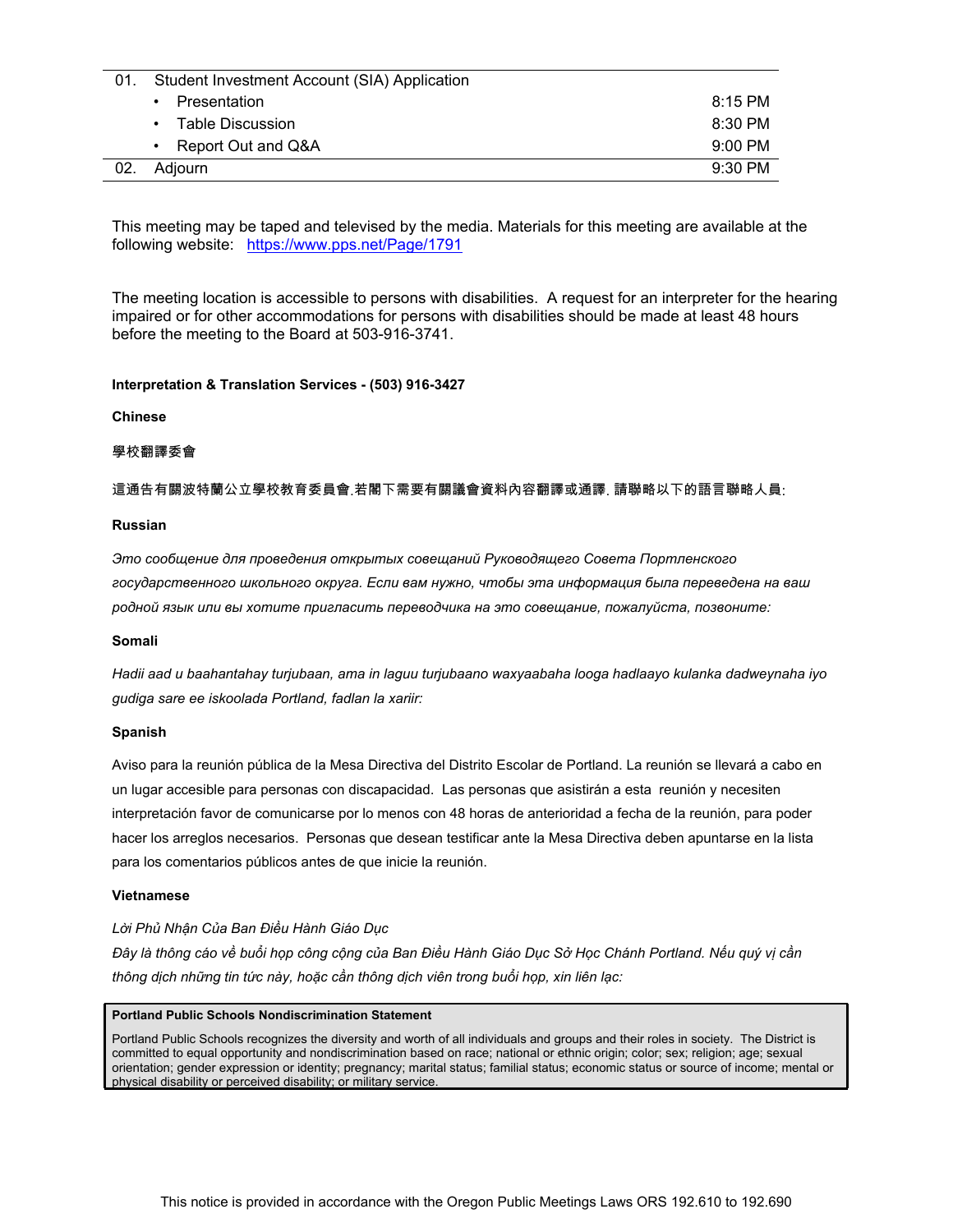| | | |
|---|---|---|
| 01. | Student Investment Account (SIA) Application | |
| | • Presentation | 8:15 PM |
| | • Table Discussion | 8:30 PM |
| | • Report Out and Q&A | 9:00 PM |
| 02. | Adjourn | 9:30 PM |

This meeting may be taped and televised by the media. Materials for this meeting are available at the following website: https://www.pps.net/Page/1791

The meeting location is accessible to persons with disabilities. A request for an interpreter for the hearing impaired or for other accommodations for persons with disabilities should be made at least 48 hours before the meeting to the Board at 503-916-3741.

**Interpretation & Translation Services - (503) 916-3427**

**Chinese**

學校翻譯委會

這通告有關波特蘭公立學校教育委員會.若閣下需要有關議會資料內容翻譯或通譯. 請聯略以下的語言聯略人員:

**Russian**

*Это сообщение для проведения открытых совещаний Руководящего Совета Портленского государственного школьного округа. Если вам нужно, чтобы эта информация была переведена на ваш родной язык или вы хотите пригласить переводчика на это совещание, пожалуйста, позвоните:*

**Somali**

*Hadii aad u baahantahay turjubaan, ama in laguu turjubaano waxyaabaha looga hadlaayo kulanka dadweynaha iyo gudiga sare ee iskoolada Portland, fadlan la xariir:*

**Spanish**

Aviso para la reunión pública de la Mesa Directiva del Distrito Escolar de Portland. La reunión se llevará a cabo en un lugar accesible para personas con discapacidad. Las personas que asistirán a esta reunión y necesiten interpretación favor de comunicarse por lo menos con 48 horas de anterioridad a fecha de la reunión, para poder hacer los arreglos necesarios. Personas que desean testificar ante la Mesa Directiva deben apuntarse en la lista para los comentarios públicos antes de que inicie la reunión.

**Vietnamese**

*Lời Phủ Nhận Của Ban Điều Hành Giáo Dục*

*Đây là thông cáo về buổi họp công cộng của Ban Điều Hành Giáo Dục Sở Học Chánh Portland. Nếu quý vị cần thông dịch những tin tức này, hoặc cần thông dịch viên trong buổi họp, xin liên lạc:*

**Portland Public Schools Nondiscrimination Statement**

Portland Public Schools recognizes the diversity and worth of all individuals and groups and their roles in society. The District is committed to equal opportunity and nondiscrimination based on race; national or ethnic origin; color; sex; religion; age; sexual orientation; gender expression or identity; pregnancy; marital status; familial status; economic status or source of income; mental or physical disability or perceived disability; or military service.

This notice is provided in accordance with the Oregon Public Meetings Laws ORS 192.610 to 192.690